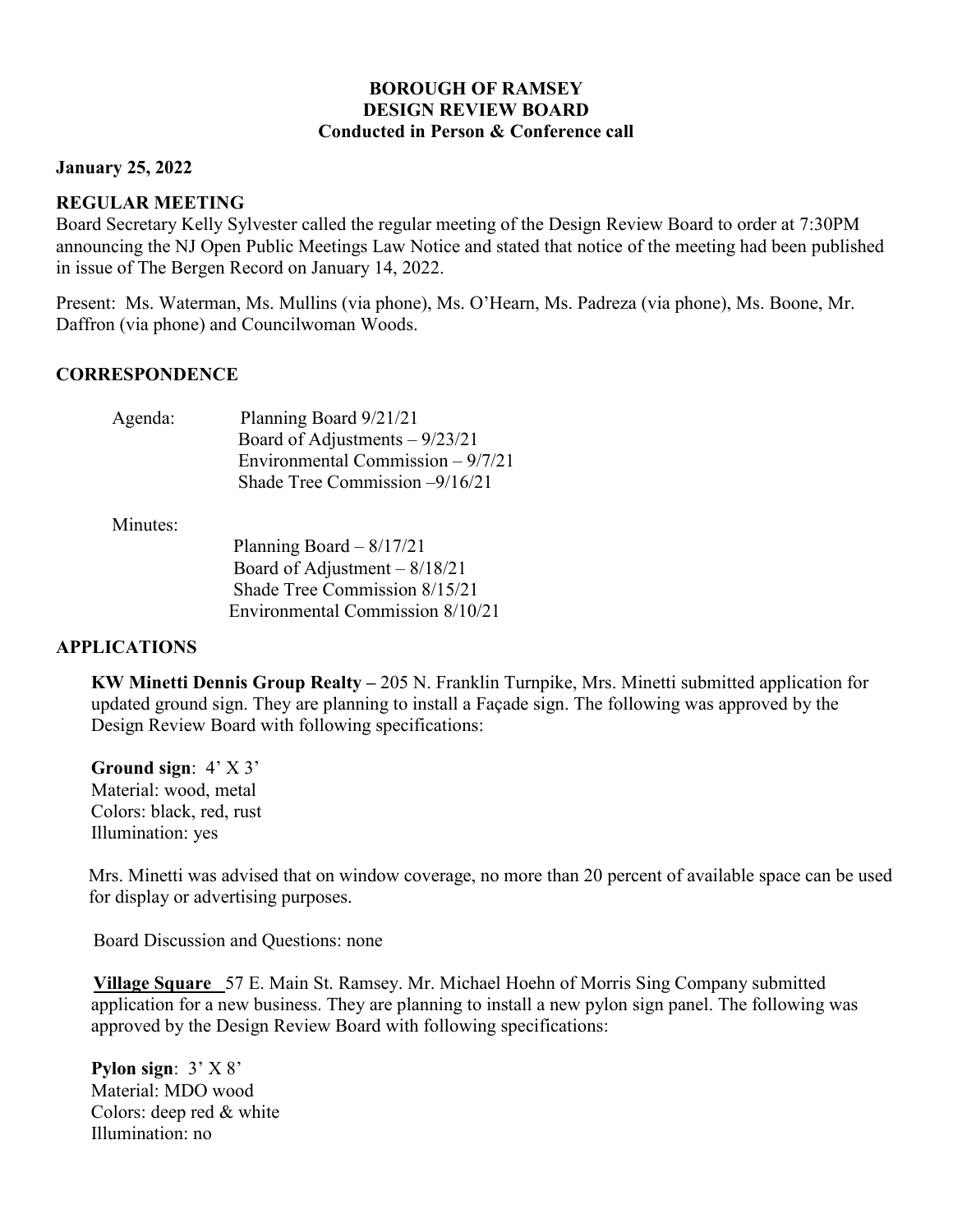# BOROUGH OF RAMSEY
## DESIGN REVIEW BOARD
### Conducted in Person & Conference call

**January 25, 2022**

**REGULAR MEETING**

Board Secretary Kelly Sylvester called the regular meeting of the Design Review Board to order at 7:30PM announcing the NJ Open Public Meetings Law Notice and stated that notice of the meeting had been published in issue of The Bergen Record on January 14, 2022.

Present: Ms. Waterman, Ms. Mullins (via phone), Ms. O'Hearn, Ms. Padreza (via phone), Ms. Boone, Mr. Daffron (via phone) and Councilwoman Woods.

**CORRESPONDENCE**

Agenda:
- Planning Board 9/21/21
- Board of Adjustments – 9/23/21
- Environmental Commission – 9/7/21
- Shade Tree Commission –9/16/21

Minutes:
- Planning Board – 8/17/21
- Board of Adjustment – 8/18/21
- Shade Tree Commission 8/15/21
- Environmental Commission 8/10/21

**APPLICATIONS**

**KW Minetti Dennis Group Realty –** 205 N. Franklin Turnpike, Mrs. Minetti submitted application for updated ground sign. They are planning to install a Façade sign. The following was approved by the Design Review Board with following specifications:

**Ground sign**: 4' X 3'
Material: wood, metal
Colors: black, red, rust
Illumination: yes

Mrs. Minetti was advised that on window coverage, no more than 20 percent of available space can be used for display or advertising purposes.

Board Discussion and Questions: none

**Village Square** 57 E. Main St. Ramsey. Mr. Michael Hoehn of Morris Sing Company submitted application for a new business. They are planning to install a new pylon sign panel. The following was approved by the Design Review Board with following specifications:

**Pylon sign**: 3' X 8'
Material: MDO wood
Colors: deep red & white
Illumination: no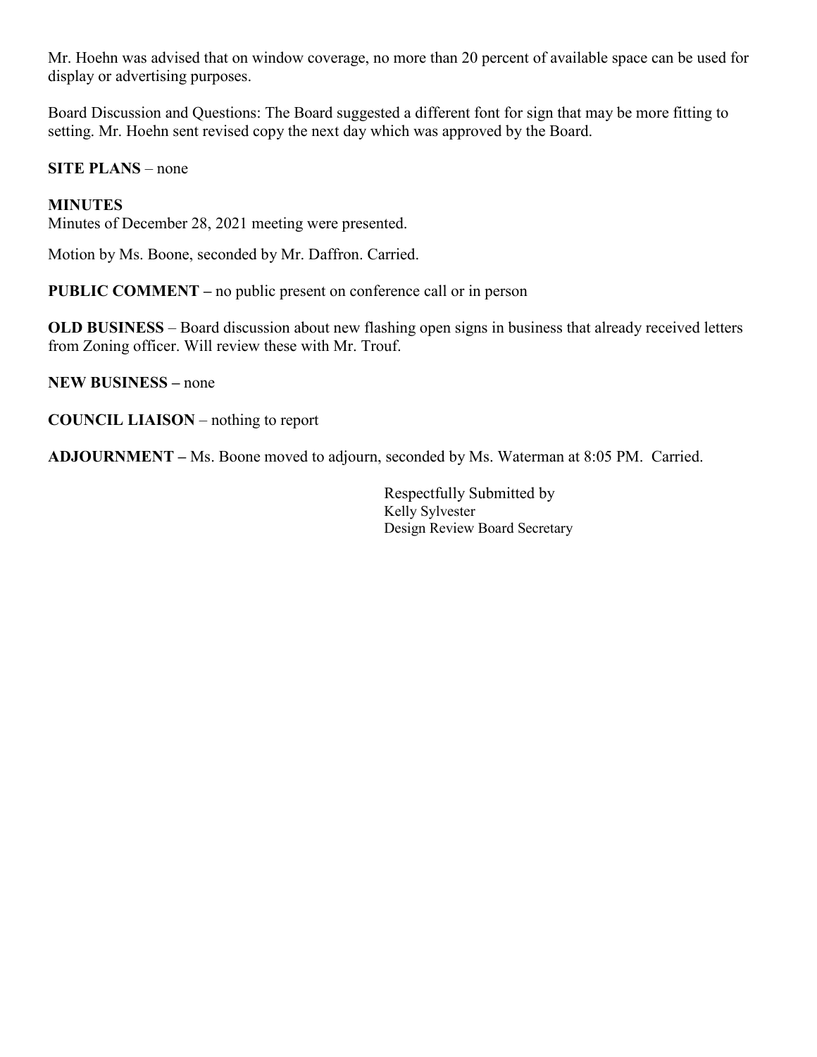Mr. Hoehn was advised that on window coverage, no more than 20 percent of available space can be used for display or advertising purposes.

Board Discussion and Questions: The Board suggested a different font for sign that may be more fitting to setting. Mr. Hoehn sent revised copy the next day which was approved by the Board.

**SITE PLANS** – none

**MINUTES**
Minutes of December 28, 2021 meeting were presented.

Motion by Ms. Boone, seconded by Mr. Daffron. Carried.

**PUBLIC COMMENT –** no public present on conference call or in person

**OLD BUSINESS** – Board discussion about new flashing open signs in business that already received letters from Zoning officer. Will review these with Mr. Trouf.

**NEW BUSINESS –** none

**COUNCIL LIAISON** – nothing to report

**ADJOURNMENT –** Ms. Boone moved to adjourn, seconded by Ms. Waterman at 8:05 PM. Carried.

Respectfully Submitted by
Kelly Sylvester
Design Review Board Secretary